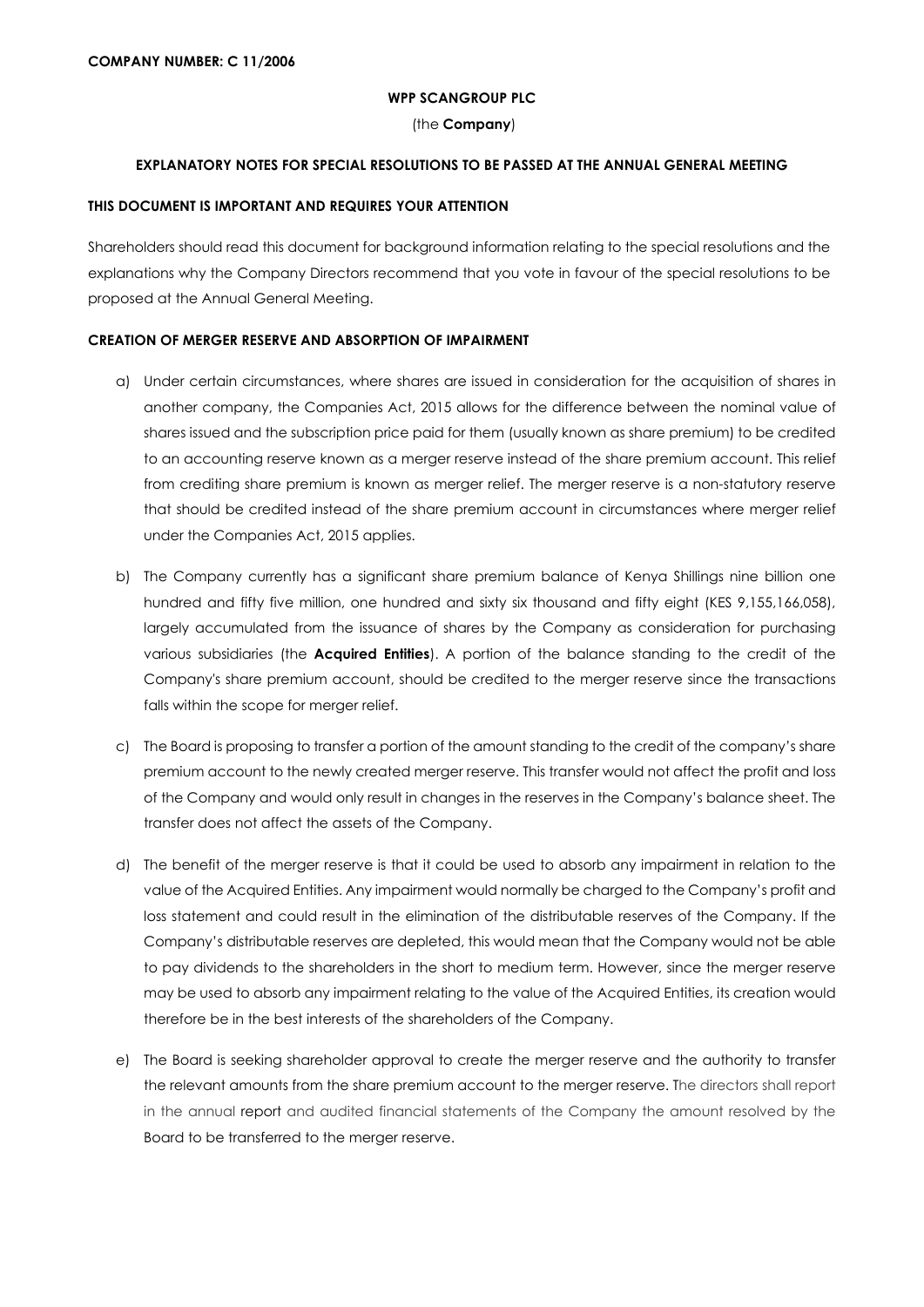**COMPANY NUMBER: C 11/2006**

**WPP SCANGROUP PLC**

(the **Company**)

**EXPLANATORY NOTES FOR SPECIAL RESOLUTIONS TO BE PASSED AT THE ANNUAL GENERAL MEETING**

**THIS DOCUMENT IS IMPORTANT AND REQUIRES YOUR ATTENTION**

Shareholders should read this document for background information relating to the special resolutions and the explanations why the Company Directors recommend that you vote in favour of the special resolutions to be proposed at the Annual General Meeting.

**CREATION OF MERGER RESERVE AND ABSORPTION OF IMPAIRMENT**

a) Under certain circumstances, where shares are issued in consideration for the acquisition of shares in another company, the Companies Act, 2015 allows for the difference between the nominal value of shares issued and the subscription price paid for them (usually known as share premium) to be credited to an accounting reserve known as a merger reserve instead of the share premium account. This relief from crediting share premium is known as merger relief. The merger reserve is a non-statutory reserve that should be credited instead of the share premium account in circumstances where merger relief under the Companies Act, 2015 applies.

b) The Company currently has a significant share premium balance of Kenya Shillings nine billion one hundred and fifty five million, one hundred and sixty six thousand and fifty eight (KES 9,155,166,058), largely accumulated from the issuance of shares by the Company as consideration for purchasing various subsidiaries (the **Acquired Entities**). A portion of the balance standing to the credit of the Company's share premium account, should be credited to the merger reserve since the transactions falls within the scope for merger relief.

c) The Board is proposing to transfer a portion of the amount standing to the credit of the company's share premium account to the newly created merger reserve. This transfer would not affect the profit and loss of the Company and would only result in changes in the reserves in the Company's balance sheet. The transfer does not affect the assets of the Company.

d) The benefit of the merger reserve is that it could be used to absorb any impairment in relation to the value of the Acquired Entities. Any impairment would normally be charged to the Company's profit and loss statement and could result in the elimination of the distributable reserves of the Company. If the Company's distributable reserves are depleted, this would mean that the Company would not be able to pay dividends to the shareholders in the short to medium term. However, since the merger reserve may be used to absorb any impairment relating to the value of the Acquired Entities, its creation would therefore be in the best interests of the shareholders of the Company.

e) The Board is seeking shareholder approval to create the merger reserve and the authority to transfer the relevant amounts from the share premium account to the merger reserve. The directors shall report in the annual report and audited financial statements of the Company the amount resolved by the Board to be transferred to the merger reserve.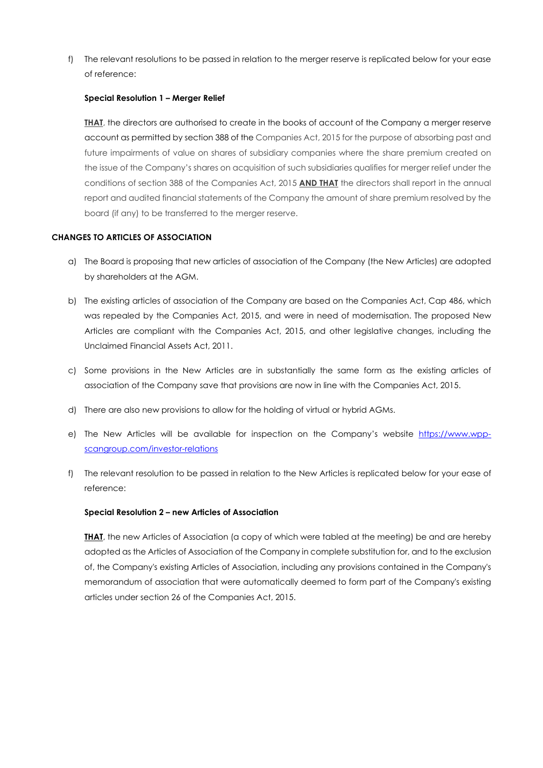f) The relevant resolutions to be passed in relation to the merger reserve is replicated below for your ease of reference:

**Special Resolution 1 – Merger Relief**

**THAT**, the directors are authorised to create in the books of account of the Company a merger reserve account as permitted by section 388 of the Companies Act, 2015 for the purpose of absorbing past and future impairments of value on shares of subsidiary companies where the share premium created on the issue of the Company's shares on acquisition of such subsidiaries qualifies for merger relief under the conditions of section 388 of the Companies Act, 2015 **AND THAT** the directors shall report in the annual report and audited financial statements of the Company the amount of share premium resolved by the board (if any) to be transferred to the merger reserve.

**CHANGES TO ARTICLES OF ASSOCIATION**

a) The Board is proposing that new articles of association of the Company (the New Articles) are adopted by shareholders at the AGM.

b) The existing articles of association of the Company are based on the Companies Act, Cap 486, which was repealed by the Companies Act, 2015, and were in need of modernisation. The proposed New Articles are compliant with the Companies Act, 2015, and other legislative changes, including the Unclaimed Financial Assets Act, 2011.

c) Some provisions in the New Articles are in substantially the same form as the existing articles of association of the Company save that provisions are now in line with the Companies Act, 2015.

d) There are also new provisions to allow for the holding of virtual or hybrid AGMs.

e) The New Articles will be available for inspection on the Company's website https://www.wpp-scangroup.com/investor-relations

f) The relevant resolution to be passed in relation to the New Articles is replicated below for your ease of reference:

**Special Resolution 2 – new Articles of Association**

**THAT**, the new Articles of Association (a copy of which were tabled at the meeting) be and are hereby adopted as the Articles of Association of the Company in complete substitution for, and to the exclusion of, the Company's existing Articles of Association, including any provisions contained in the Company's memorandum of association that were automatically deemed to form part of the Company's existing articles under section 26 of the Companies Act, 2015.